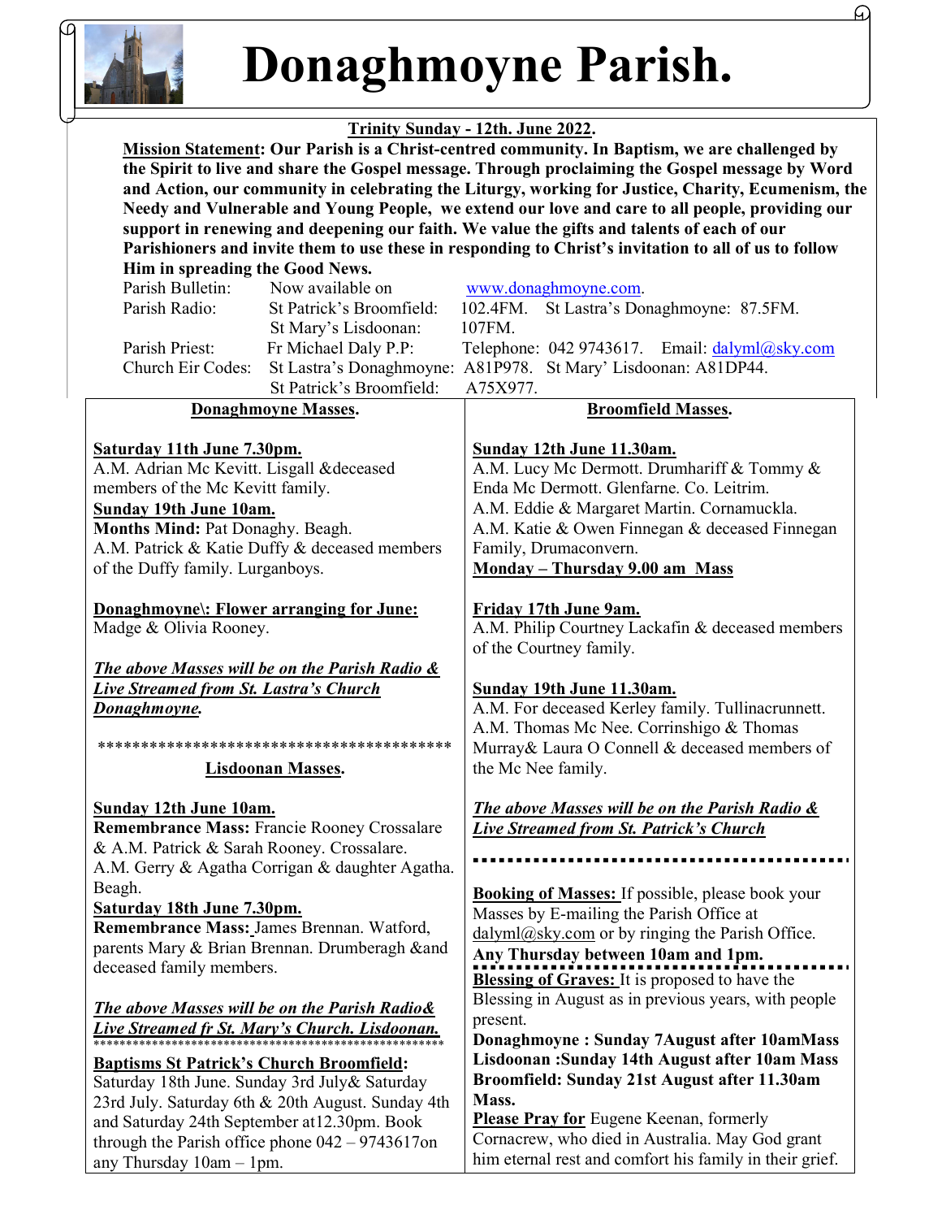# Donaghmoyne Parish.

**Trinity Sunday - 12th. June 2022.**

**Mission Statement: Our Parish is a Christ-centred community. In Baptism, we are challenged by the Spirit to live and share the Gospel message. Through proclaiming the Gospel message by Word and Action, our community in celebrating the Liturgy, working for Justice, Charity, Ecumenism, the Needy and Vulnerable and Young People, we extend our love and care to all people, providing our support in renewing and deepening our faith. We value the gifts and talents of each of our Parishioners and invite them to use these in responding to Christ's invitation to all of us to follow Him in spreading the Good News.**

| | | |
|---|---|---|
| Parish Bulletin: | Now available on | www.donaghmoyne.com. |
| Parish Radio: | St Patrick's Broomfield: | 102.4FM. St Lastra's Donaghmoyne: 87.5FM. |
| | St Mary's Lisdoonan: | 107FM. |
| Parish Priest: | Fr Michael Daly P.P: | Telephone: 042 9743617. Email: dalyml@sky.com |
| Church Eir Codes: | St Lastra's Donaghmoyne: | A81P978. St Mary' Lisdoonan: A81DP44. |
| | St Patrick's Broomfield: | A75X977. |

## Donaghmoyne Masses.

**Saturday 11th June 7.30pm.**
A.M. Adrian Mc Kevitt. Lisgall &deceased members of the Mc Kevitt family.

**Sunday 19th June 10am.**
**Months Mind:** Pat Donaghy. Beagh.
A.M. Patrick & Katie Duffy & deceased members of the Duffy family. Lurganboys.

**Donaghmoyne\: Flower arranging for June:**
Madge & Olivia Rooney.

***The above Masses will be on the Parish Radio & Live Streamed from St. Lastra's Church Donaghmoyne.***

*****************************************

## Lisdoonan Masses.

**Sunday 12th June 10am.**
**Remembrance Mass:** Francie Rooney Crossalare & A.M. Patrick & Sarah Rooney. Crossalare.
A.M. Gerry & Agatha Corrigan & daughter Agatha. Beagh.

**Saturday 18th June 7.30pm.**
**Remembrance Mass:** James Brennan. Watford, parents Mary & Brian Brennan. Drumberagh &and deceased family members.

***The above Masses will be on the Parish Radio& Live Streamed fr St. Mary's Church. Lisdoonan.***

**Baptisms St Patrick's Church Broomfield:**
Saturday 18th June. Sunday 3rd July& Saturday 23rd July. Saturday 6th & 20th August. Sunday 4th and Saturday 24th September at12.30pm. Book through the Parish office phone 042 – 9743617on any Thursday 10am – 1pm.

## Broomfield Masses.

**Sunday 12th June 11.30am.**
A.M. Lucy Mc Dermott. Drumhariff & Tommy & Enda Mc Dermott. Glenfarne. Co. Leitrim.
A.M. Eddie & Margaret Martin. Cornamuckla.
A.M. Katie & Owen Finnegan & deceased Finnegan Family, Drumaconvern.

**Monday – Thursday 9.00 am Mass**

**Friday 17th June 9am.**
A.M. Philip Courtney Lackafin & deceased members of the Courtney family.

**Sunday 19th June 11.30am.**
A.M. For deceased Kerley family. Tullinacrunnett.
A.M. Thomas Mc Nee. Corrinshigo & Thomas Murray& Laura O Connell & deceased members of the Mc Nee family.

***The above Masses will be on the Parish Radio & Live Streamed from St. Patrick's Church***

**Booking of Masses:** If possible, please book your Masses by E-mailing the Parish Office at dalyml@sky.com or by ringing the Parish Office. **Any Thursday between 10am and 1pm.**

**Blessing of Graves:** It is proposed to have the Blessing in August as in previous years, with people present.
**Donaghmoyne : Sunday 7August after 10amMass**
**Lisdoonan :Sunday 14th August after 10am Mass**
**Broomfield: Sunday 21st August after 11.30am Mass.**

**Please Pray for** Eugene Keenan, formerly Cornacrew, who died in Australia. May God grant him eternal rest and comfort his family in their grief.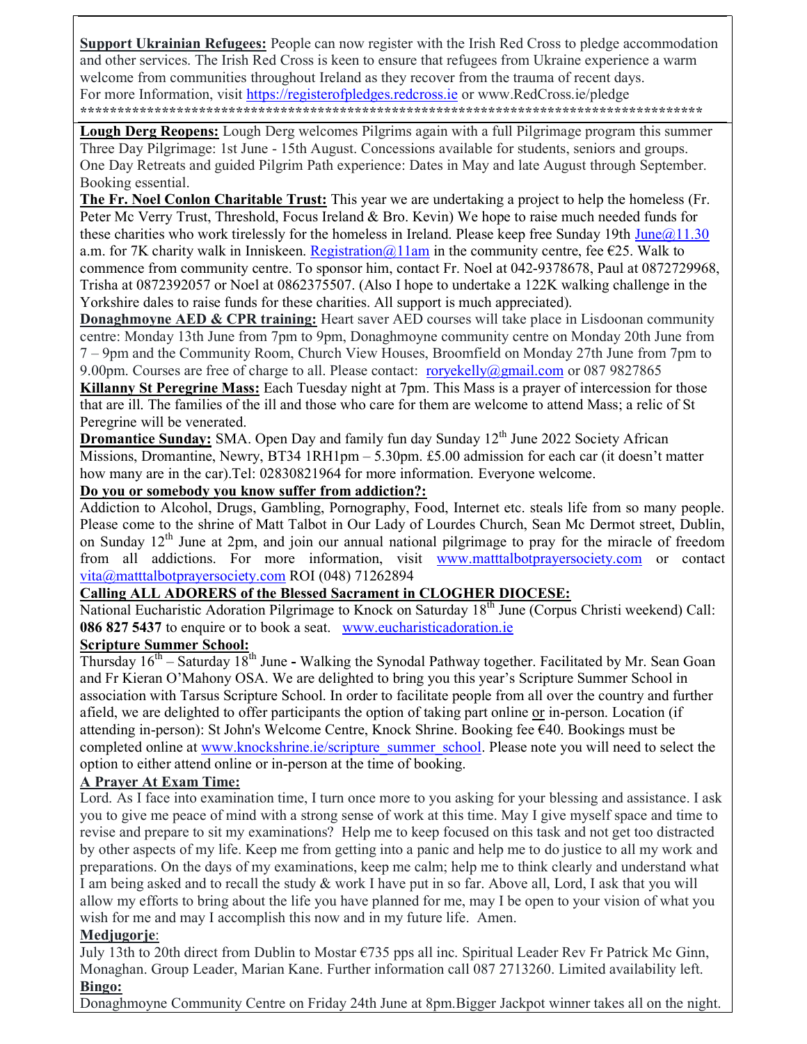**Support Ukrainian Refugees:** People can now register with the Irish Red Cross to pledge accommodation and other services. The Irish Red Cross is keen to ensure that refugees from Ukraine experience a warm welcome from communities throughout Ireland as they recover from the trauma of recent days. For more Information, visit https://registerofpledges.redcross.ie or www.RedCross.ie/pledge

*****************************************************************************************

**Lough Derg Reopens:** Lough Derg welcomes Pilgrims again with a full Pilgrimage program this summer Three Day Pilgrimage: 1st June - 15th August. Concessions available for students, seniors and groups. One Day Retreats and guided Pilgrim Path experience: Dates in May and late August through September. Booking essential.

**The Fr. Noel Conlon Charitable Trust:** This year we are undertaking a project to help the homeless (Fr. Peter Mc Verry Trust, Threshold, Focus Ireland & Bro. Kevin) We hope to raise much needed funds for these charities who work tirelessly for the homeless in Ireland. Please keep free Sunday 19th June@11.30 a.m. for 7K charity walk in Inniskeen. Registration@11am in the community centre, fee €25. Walk to commence from community centre. To sponsor him, contact Fr. Noel at 042-9378678, Paul at 0872729968, Trisha at 0872392057 or Noel at 0862375507. (Also I hope to undertake a 122K walking challenge in the Yorkshire dales to raise funds for these charities. All support is much appreciated).

**Donaghmoyne AED & CPR training:** Heart saver AED courses will take place in Lisdoonan community centre: Monday 13th June from 7pm to 9pm, Donaghmoyne community centre on Monday 20th June from 7 – 9pm and the Community Room, Church View Houses, Broomfield on Monday 27th June from 7pm to 9.00pm. Courses are free of charge to all. Please contact: roryekelly@gmail.com or 087 9827865

**Killanny St Peregrine Mass:** Each Tuesday night at 7pm. This Mass is a prayer of intercession for those that are ill. The families of the ill and those who care for them are welcome to attend Mass; a relic of St Peregrine will be venerated.

**Dromantice Sunday:** SMA. Open Day and family fun day Sunday 12th June 2022 Society African Missions, Dromantine, Newry, BT34 1RH1pm – 5.30pm. £5.00 admission for each car (it doesn't matter how many are in the car).Tel: 02830821964 for more information. Everyone welcome.

**Do you or somebody you know suffer from addiction?:**

Addiction to Alcohol, Drugs, Gambling, Pornography, Food, Internet etc. steals life from so many people. Please come to the shrine of Matt Talbot in Our Lady of Lourdes Church, Sean Mc Dermot street, Dublin, on Sunday 12th June at 2pm, and join our annual national pilgrimage to pray for the miracle of freedom from all addictions. For more information, visit www.matttalbotprayersociety.com or contact vita@matttalbotprayersociety.com ROI (048) 71262894

**Calling ALL ADORERS of the Blessed Sacrament in CLOGHER DIOCESE:**

National Eucharistic Adoration Pilgrimage to Knock on Saturday 18th June (Corpus Christi weekend) Call: **086 827 5437** to enquire or to book a seat. www.eucharisticadoration.ie

**Scripture Summer School:**

Thursday 16th – Saturday 18th June **-** Walking the Synodal Pathway together. Facilitated by Mr. Sean Goan and Fr Kieran O'Mahony OSA. We are delighted to bring you this year's Scripture Summer School in association with Tarsus Scripture School. In order to facilitate people from all over the country and further afield, we are delighted to offer participants the option of taking part online or in-person. Location (if attending in-person): St John's Welcome Centre, Knock Shrine. Booking fee €40. Bookings must be completed online at www.knockshrine.ie/scripture_summer_school. Please note you will need to select the option to either attend online or in-person at the time of booking.

**A Prayer At Exam Time:**

Lord. As I face into examination time, I turn once more to you asking for your blessing and assistance. I ask you to give me peace of mind with a strong sense of work at this time. May I give myself space and time to revise and prepare to sit my examinations? Help me to keep focused on this task and not get too distracted by other aspects of my life. Keep me from getting into a panic and help me to do justice to all my work and preparations. On the days of my examinations, keep me calm; help me to think clearly and understand what I am being asked and to recall the study & work I have put in so far. Above all, Lord, I ask that you will allow my efforts to bring about the life you have planned for me, may I be open to your vision of what you wish for me and may I accomplish this now and in my future life. Amen.

**Medjugorje**:

July 13th to 20th direct from Dublin to Mostar €735 pps all inc. Spiritual Leader Rev Fr Patrick Mc Ginn, Monaghan. Group Leader, Marian Kane. Further information call 087 2713260. Limited availability left.

**Bingo:**

Donaghmoyne Community Centre on Friday 24th June at 8pm.Bigger Jackpot winner takes all on the night.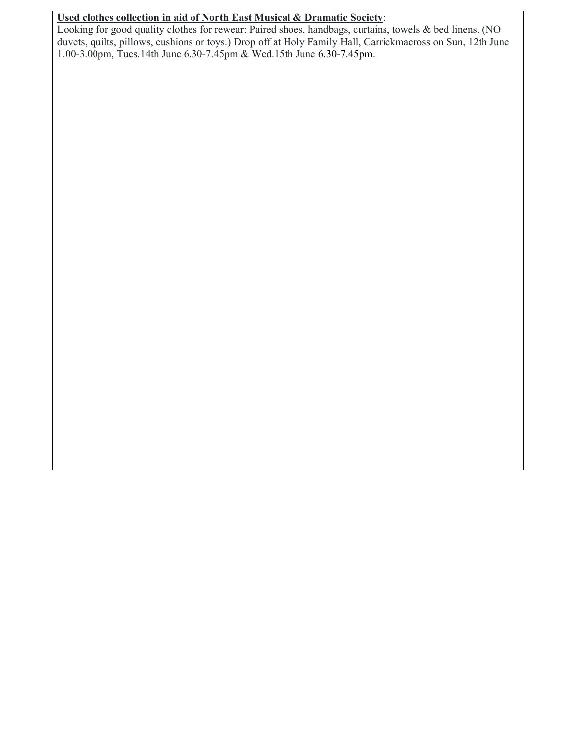**<u>Used clothes collection in aid of North East Musical & Dramatic Society</u>**:
Looking for good quality clothes for rewear: Paired shoes, handbags, curtains, towels & bed linens. (NO duvets, quilts, pillows, cushions or toys.) Drop off at Holy Family Hall, Carrickmacross on Sun, 12th June 1.00-3.00pm, Tues.14th June 6.30-7.45pm & Wed.15th June 6.30-7.45pm.